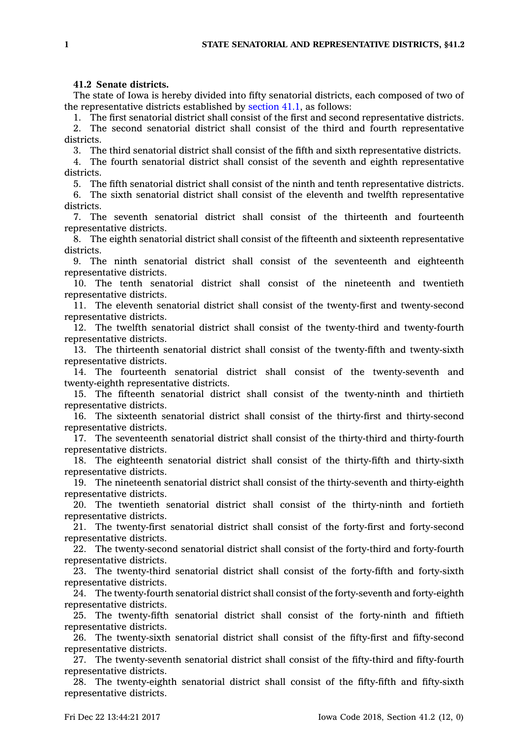**41.2 Senate districts.**

The state of Iowa is hereby divided into fifty senatorial districts, each composed of two of the representative districts established by section 41.1, as follows:

1. The first senatorial district shall consist of the first and second representative districts.
2. The second senatorial district shall consist of the third and fourth representative districts.
3. The third senatorial district shall consist of the fifth and sixth representative districts.
4. The fourth senatorial district shall consist of the seventh and eighth representative districts.
5. The fifth senatorial district shall consist of the ninth and tenth representative districts.
6. The sixth senatorial district shall consist of the eleventh and twelfth representative districts.
7. The seventh senatorial district shall consist of the thirteenth and fourteenth representative districts.
8. The eighth senatorial district shall consist of the fifteenth and sixteenth representative districts.
9. The ninth senatorial district shall consist of the seventeenth and eighteenth representative districts.
10. The tenth senatorial district shall consist of the nineteenth and twentieth representative districts.
11. The eleventh senatorial district shall consist of the twenty-first and twenty-second representative districts.
12. The twelfth senatorial district shall consist of the twenty-third and twenty-fourth representative districts.
13. The thirteenth senatorial district shall consist of the twenty-fifth and twenty-sixth representative districts.
14. The fourteenth senatorial district shall consist of the twenty-seventh and twenty-eighth representative districts.
15. The fifteenth senatorial district shall consist of the twenty-ninth and thirtieth representative districts.
16. The sixteenth senatorial district shall consist of the thirty-first and thirty-second representative districts.
17. The seventeenth senatorial district shall consist of the thirty-third and thirty-fourth representative districts.
18. The eighteenth senatorial district shall consist of the thirty-fifth and thirty-sixth representative districts.
19. The nineteenth senatorial district shall consist of the thirty-seventh and thirty-eighth representative districts.
20. The twentieth senatorial district shall consist of the thirty-ninth and fortieth representative districts.
21. The twenty-first senatorial district shall consist of the forty-first and forty-second representative districts.
22. The twenty-second senatorial district shall consist of the forty-third and forty-fourth representative districts.
23. The twenty-third senatorial district shall consist of the forty-fifth and forty-sixth representative districts.
24. The twenty-fourth senatorial district shall consist of the forty-seventh and forty-eighth representative districts.
25. The twenty-fifth senatorial district shall consist of the forty-ninth and fiftieth representative districts.
26. The twenty-sixth senatorial district shall consist of the fifty-first and fifty-second representative districts.
27. The twenty-seventh senatorial district shall consist of the fifty-third and fifty-fourth representative districts.
28. The twenty-eighth senatorial district shall consist of the fifty-fifth and fifty-sixth representative districts.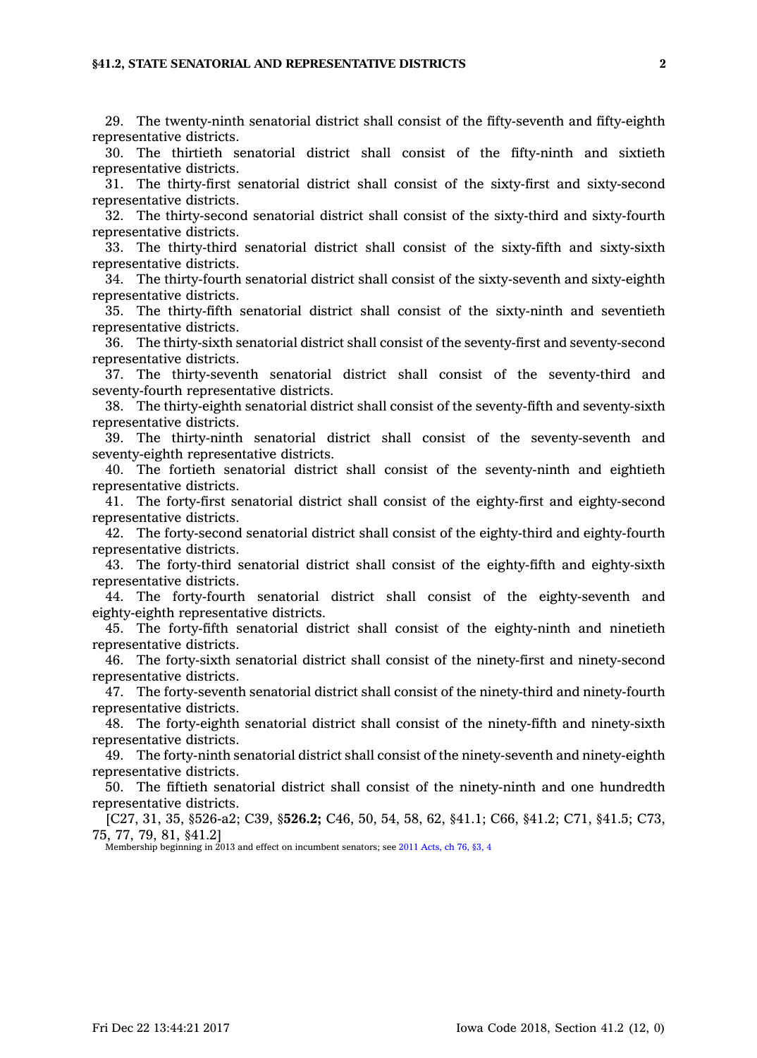29. The twenty-ninth senatorial district shall consist of the fifty-seventh and fifty-eighth representative districts.

30. The thirtieth senatorial district shall consist of the fifty-ninth and sixtieth representative districts.

31. The thirty-first senatorial district shall consist of the sixty-first and sixty-second representative districts.

32. The thirty-second senatorial district shall consist of the sixty-third and sixty-fourth representative districts.

33. The thirty-third senatorial district shall consist of the sixty-fifth and sixty-sixth representative districts.

34. The thirty-fourth senatorial district shall consist of the sixty-seventh and sixty-eighth representative districts.

35. The thirty-fifth senatorial district shall consist of the sixty-ninth and seventieth representative districts.

36. The thirty-sixth senatorial district shall consist of the seventy-first and seventy-second representative districts.

37. The thirty-seventh senatorial district shall consist of the seventy-third and seventy-fourth representative districts.

38. The thirty-eighth senatorial district shall consist of the seventy-fifth and seventy-sixth representative districts.

39. The thirty-ninth senatorial district shall consist of the seventy-seventh and seventy-eighth representative districts.

40. The fortieth senatorial district shall consist of the seventy-ninth and eightieth representative districts.

41. The forty-first senatorial district shall consist of the eighty-first and eighty-second representative districts.

42. The forty-second senatorial district shall consist of the eighty-third and eighty-fourth representative districts.

43. The forty-third senatorial district shall consist of the eighty-fifth and eighty-sixth representative districts.

44. The forty-fourth senatorial district shall consist of the eighty-seventh and eighty-eighth representative districts.

45. The forty-fifth senatorial district shall consist of the eighty-ninth and ninetieth representative districts.

46. The forty-sixth senatorial district shall consist of the ninety-first and ninety-second representative districts.

47. The forty-seventh senatorial district shall consist of the ninety-third and ninety-fourth representative districts.

48. The forty-eighth senatorial district shall consist of the ninety-fifth and ninety-sixth representative districts.

49. The forty-ninth senatorial district shall consist of the ninety-seventh and ninety-eighth representative districts.

50. The fiftieth senatorial district shall consist of the ninety-ninth and one hundredth representative districts.

[C27, 31, 35, §526-a2; C39, §**526.2;** C46, 50, 54, 58, 62, §41.1; C66, §41.2; C71, §41.5; C73, 75, 77, 79, 81, §41.2]

Membership beginning in 2013 and effect on incumbent senators; see 2011 Acts, ch 76, §3, 4